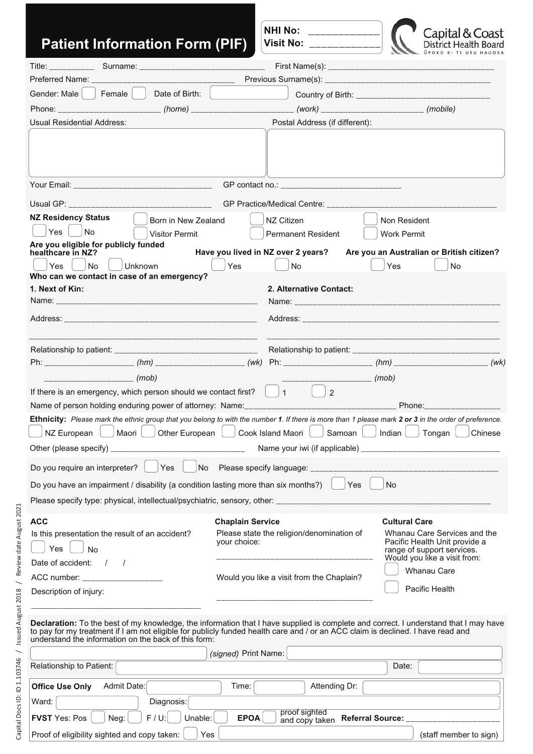# Patient Information Form (PIF)

**NHI No:** ____________
**Visit No:** ____________

Capital & Coast District Health Board
ŪPOKO KI TE URU HAUORA

Title: _________ Surname: ___________________________ First Name(s): ___________________________________

Preferred Name: _______________________________ Previous Surname(s): _____________________________________

Gender: Male ☐ Female ☐ Date of Birth: ☐ Country of Birth: ______________________________

Phone: ______________________ *(home)* ______________________ *(work)* ______________________ *(mobile)*

Usual Residential Address:

Postal Address (if different):

Your Email: ______________________________ GP contact no.: ___________________________

Usual GP: _______________________________ GP Practice/Medical Centre: _____________________________________

**NZ Residency Status**
☐ Yes ☐ No
☐ Born in New Zealand ☐ NZ Citizen ☐ Non Resident
☐ Visitor Permit ☐ Permanent Resident ☐ Work Permit

**Are you eligible for publicly funded healthcare in NZ?** ☐ Yes ☐ No ☐ Unknown

**Have you lived in NZ over 2 years?** ☐ Yes ☐ No

**Are you an Australian or British citizen?** ☐ Yes ☐ No

**Who can we contact in case of an emergency?**

**1. Next of Kin:**
Name: _____________________________________________
Address: ___________________________________________
_________________________________________________
Relationship to patient: ______________________________
Ph: ___________________ *(hm)* ___________________ *(wk)*
___________________ *(mob)*

**2. Alternative Contact:**
Name: _____________________________________________
Address: ___________________________________________
_________________________________________________
Relationship to patient: ______________________________
Ph: ___________________ *(hm)* ___________________ *(wk)*
___________________ *(mob)*

If there is an emergency, which person should we contact first? ☐ 1 ☐ 2

Name of person holding enduring power of attorney: Name:________________________________ Phone:________________

**Ethnicity:** *Please mark the ethnic group that you belong to with the number **1**. If there is more than 1 please mark **2 or 3** in the order of preference.*

☐ NZ European ☐ Maori ☐ Other European ☐ Cook Island Maori ☐ Samoan ☐ Indian ☐ Tongan ☐ Chinese

Other (please specify) _____________________________ Name your iwi (if applicable) ______________________________

Do you require an interpreter? ☐ Yes ☐ No Please specify language: __________________________________________

Do you have an impairment / disability (a condition lasting more than six months?) ☐ Yes ☐ No

Please specify type: physical, intellectual/psychiatric, sensory, other: _______________________________________________

**ACC**
Is this presentation the result of an accident?
☐ Yes ☐ No
Date of accident: / /
ACC number: _________________
Description of injury:
___________________________________

**Chaplain Service**
Please state the religion/denomination of your choice:
__________________________________
Would you like a visit from the Chaplain?
__________________________________

**Cultural Care**
Whanau Care Services and the Pacific Health Unit provide a range of support services. Would you like a visit from:
☐ Whanau Care
☐ Pacific Health

**Declaration:** To the best of my knowledge, the information that I have supplied is complete and correct. I understand that I may have to pay for my treatment if I am not eligible for publicly funded health care and / or an ACC claim is declined. I have read and understand the information on the back of this form:

☐ *(signed)* Print Name: ☐

Relationship to Patient: ☐ Date: ☐

**Office Use Only** Admit Date: ☐ Time: ☐ Attending Dr: ☐

Ward: ☐ Diagnosis: ☐

**FVST** Yes: Pos ☐ Neg: ☐ F / U: ☐ Unable: ☐ **EPOA** ☐ proof sighted and copy taken **Referral Source:** ____________________

Proof of eligibility sighted and copy taken: ☐ Yes ☐ (staff member to sign)

Capital Docs ID: ID 1.103746 / Issued August 2018 / Review date August 2021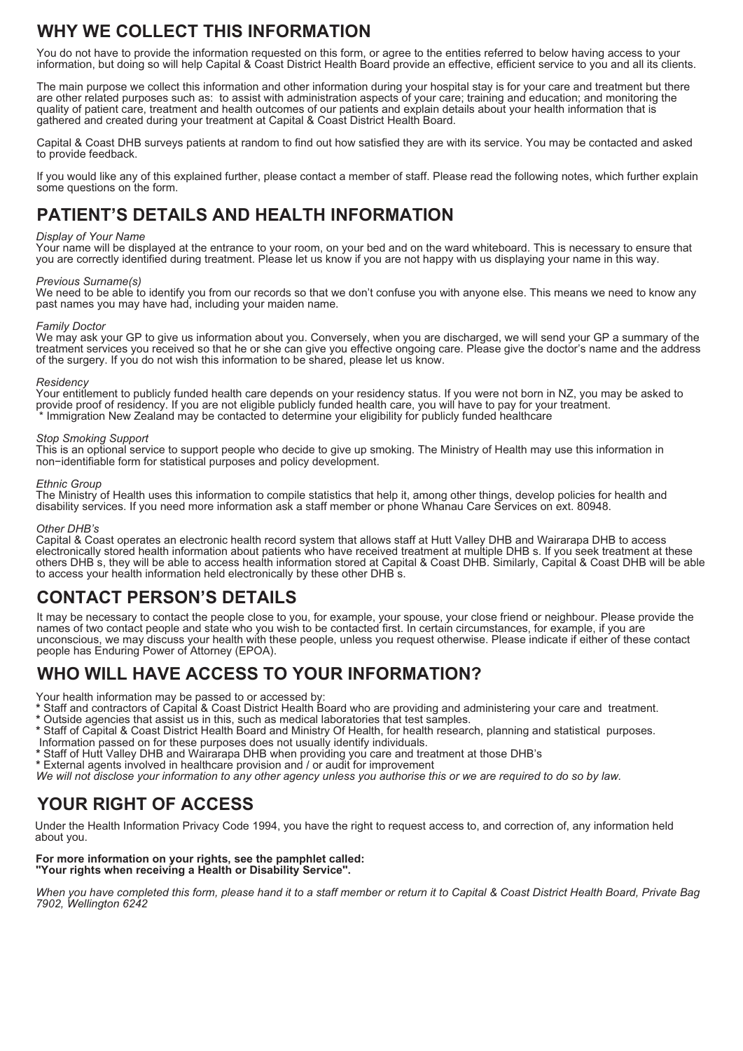## WHY WE COLLECT THIS INFORMATION

You do not have to provide the information requested on this form, or agree to the entities referred to below having access to your information, but doing so will help Capital & Coast District Health Board provide an effective, efficient service to you and all its clients.

The main purpose we collect this information and other information during your hospital stay is for your care and treatment but there are other related purposes such as: to assist with administration aspects of your care; training and education; and monitoring the quality of patient care, treatment and health outcomes of our patients and explain details about your health information that is gathered and created during your treatment at Capital & Coast District Health Board.

Capital & Coast DHB surveys patients at random to find out how satisfied they are with its service. You may be contacted and asked to provide feedback.

If you would like any of this explained further, please contact a member of staff. Please read the following notes, which further explain some questions on the form.

## PATIENT'S DETAILS AND HEALTH INFORMATION

*Display of Your Name*
Your name will be displayed at the entrance to your room, on your bed and on the ward whiteboard. This is necessary to ensure that you are correctly identified during treatment. Please let us know if you are not happy with us displaying your name in this way.

*Previous Surname(s)*
We need to be able to identify you from our records so that we don't confuse you with anyone else. This means we need to know any past names you may have had, including your maiden name.

*Family Doctor*
We may ask your GP to give us information about you. Conversely, when you are discharged, we will send your GP a summary of the treatment services you received so that he or she can give you effective ongoing care. Please give the doctor's name and the address of the surgery. If you do not wish this information to be shared, please let us know.

*Residency*
Your entitlement to publicly funded health care depends on your residency status. If you were not born in NZ, you may be asked to provide proof of residency. If you are not eligible publicly funded health care, you will have to pay for your treatment.
\* Immigration New Zealand may be contacted to determine your eligibility for publicly funded healthcare

*Stop Smoking Support*
This is an optional service to support people who decide to give up smoking. The Ministry of Health may use this information in non−identifiable form for statistical purposes and policy development.

*Ethnic Group*
The Ministry of Health uses this information to compile statistics that help it, among other things, develop policies for health and disability services. If you need more information ask a staff member or phone Whanau Care Services on ext. 80948.

*Other DHB's*
Capital & Coast operates an electronic health record system that allows staff at Hutt Valley DHB and Wairarapa DHB to access electronically stored health information about patients who have received treatment at multiple DHB s. If you seek treatment at these others DHB s, they will be able to access health information stored at Capital & Coast DHB. Similarly, Capital & Coast DHB will be able to access your health information held electronically by these other DHB s.

## CONTACT PERSON'S DETAILS

It may be necessary to contact the people close to you, for example, your spouse, your close friend or neighbour. Please provide the names of two contact people and state who you wish to be contacted first. In certain circumstances, for example, if you are unconscious, we may discuss your health with these people, unless you request otherwise. Please indicate if either of these contact people has Enduring Power of Attorney (EPOA).

## WHO WILL HAVE ACCESS TO YOUR INFORMATION?

Your health information may be passed to or accessed by:

- Staff and contractors of Capital & Coast District Health Board who are providing and administering your care and treatment.
- Outside agencies that assist us in this, such as medical laboratories that test samples.
- Staff of Capital & Coast District Health Board and Ministry Of Health, for health research, planning and statistical purposes. Information passed on for these purposes does not usually identify individuals.
- Staff of Hutt Valley DHB and Wairarapa DHB when providing you care and treatment at those DHB's
- External agents involved in healthcare provision and / or audit for improvement

*We will not disclose your information to any other agency unless you authorise this or we are required to do so by law.*

## YOUR RIGHT OF ACCESS

Under the Health Information Privacy Code 1994, you have the right to request access to, and correction of, any information held about you.

**For more information on your rights, see the pamphlet called:**
**"Your rights when receiving a Health or Disability Service".**

*When you have completed this form, please hand it to a staff member or return it to Capital & Coast District Health Board, Private Bag 7902, Wellington 6242*